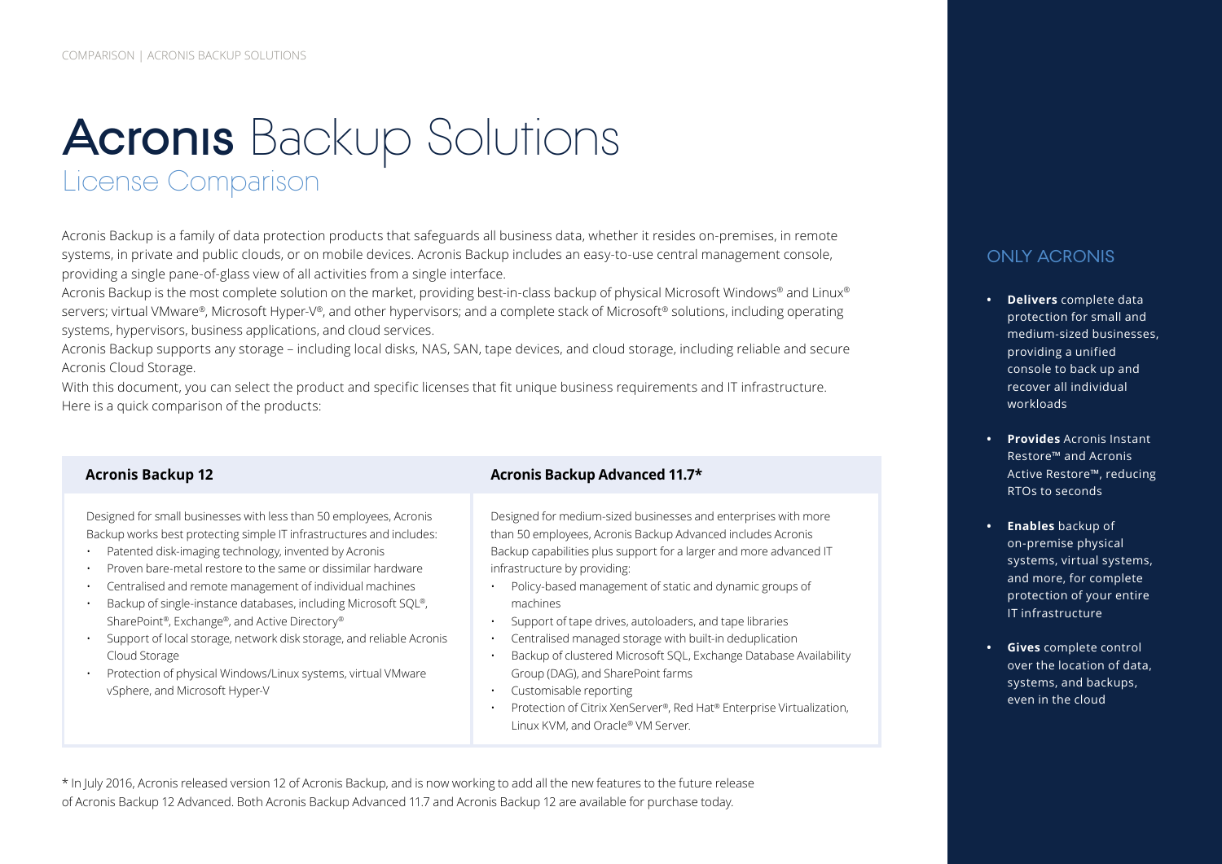# Acronis Backup Solutions

## License Comparison

Acronis Backup is a family of data protection products that safeguards all business data, whether it resides on-premises, in remote systems, in private and public clouds, or on mobile devices. Acronis Backup includes an easy-to-use central management console, providing a single pane-of-glass view of all activities from a single interface.

Acronis Backup is the most complete solution on the market, providing best-in-class backup of physical Microsoft Windows® and Linux® servers; virtual VMware®, Microsoft Hyper-V®, and other hypervisors; and a complete stack of Microsoft® solutions, including operating systems, hypervisors, business applications, and cloud services.

Acronis Backup supports any storage – including local disks, NAS, SAN, tape devices, and cloud storage, including reliable and secure Acronis Cloud Storage.

With this document, you can select the product and specific licenses that fit unique business requirements and IT infrastructure. Here is a quick comparison of the products:

| **Acronis Backup 12** | **Acronis Backup Advanced 11.7*** |
|---|---|
| Designed for small businesses with less than 50 employees, Acronis Backup works best protecting simple IT infrastructures and includes:<br>• Patented disk-imaging technology, invented by Acronis<br>• Proven bare-metal restore to the same or dissimilar hardware<br>• Centralised and remote management of individual machines<br>• Backup of single-instance databases, including Microsoft SQL®, SharePoint®, Exchange®, and Active Directory®<br>• Support of local storage, network disk storage, and reliable Acronis Cloud Storage<br>• Protection of physical Windows/Linux systems, virtual VMware vSphere, and Microsoft Hyper-V | Designed for medium-sized businesses and enterprises with more than 50 employees, Acronis Backup Advanced includes Acronis Backup capabilities plus support for a larger and more advanced IT infrastructure by providing:<br>• Policy-based management of static and dynamic groups of machines<br>• Support of tape drives, autoloaders, and tape libraries<br>• Centralised managed storage with built-in deduplication<br>• Backup of clustered Microsoft SQL, Exchange Database Availability Group (DAG), and SharePoint farms<br>• Customisable reporting<br>• Protection of Citrix XenServer®, Red Hat® Enterprise Virtualization, Linux KVM, and Oracle® VM Server. |

* In July 2016, Acronis released version 12 of Acronis Backup, and is now working to add all the new features to the future release of Acronis Backup 12 Advanced. Both Acronis Backup Advanced 11.7 and Acronis Backup 12 are available for purchase today.

## ONLY ACRONIS

- **Delivers** complete data protection for small and medium-sized businesses, providing a unified console to back up and recover all individual workloads
- **Provides** Acronis Instant Restore™ and Acronis Active Restore™, reducing RTOs to seconds
- **Enables** backup of on-premise physical systems, virtual systems, and more, for complete protection of your entire IT infrastructure
- **Gives** complete control over the location of data, systems, and backups, even in the cloud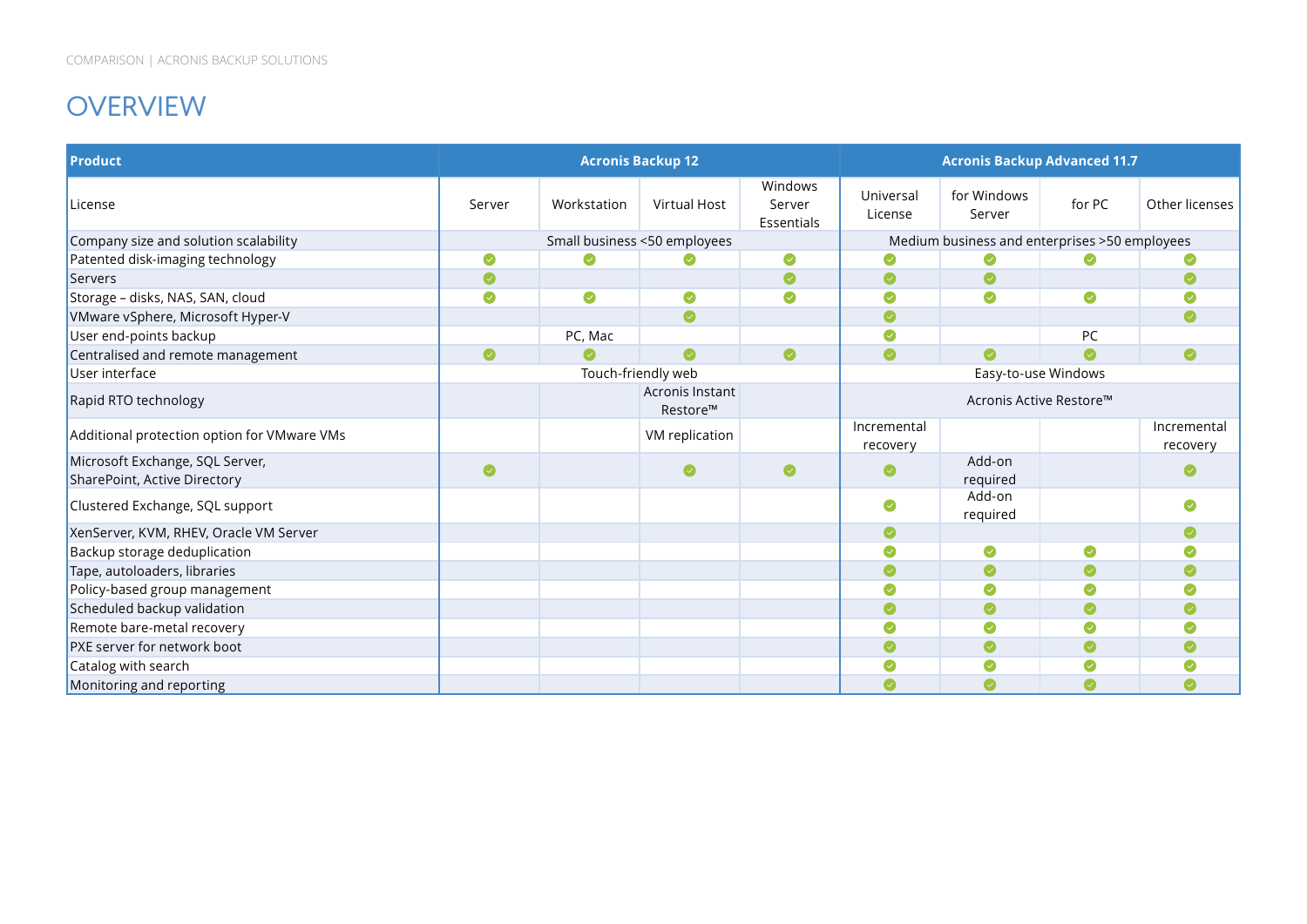# OVERVIEW

| Product | Acronis Backup 12 | | | | Acronis Backup Advanced 11.7 | | | |
|---|---|---|---|---|---|---|---|---|
| License | Server | Workstation | Virtual Host | Windows Server Essentials | Universal License | for Windows Server | for PC | Other licenses |
| Company size and solution scalability | Small business <50 employees | | | | Medium business and enterprises >50 employees | | | |
| Patented disk-imaging technology | ✓ | ✓ | ✓ | ✓ | ✓ | ✓ | ✓ | ✓ |
| Servers | ✓ | | | ✓ | ✓ | ✓ | | ✓ |
| Storage – disks, NAS, SAN, cloud | ✓ | ✓ | ✓ | ✓ | ✓ | ✓ | ✓ | ✓ |
| VMware vSphere, Microsoft Hyper-V | | | ✓ | | ✓ | | | ✓ |
| User end-points backup | | PC, Mac | | | ✓ | | PC | |
| Centralised and remote management | ✓ | ✓ | ✓ | ✓ | ✓ | ✓ | ✓ | ✓ |
| User interface | Touch-friendly web | | | | Easy-to-use Windows | | | |
| Rapid RTO technology | | | Acronis Instant Restore™ | | Acronis Active Restore™ | | | |
| Additional protection option for VMware VMs | | | VM replication | | Incremental recovery | | | Incremental recovery |
| Microsoft Exchange, SQL Server, SharePoint, Active Directory | ✓ | | ✓ | ✓ | ✓ | Add-on required | | ✓ |
| Clustered Exchange, SQL support | | | | | ✓ | Add-on required | | ✓ |
| XenServer, KVM, RHEV, Oracle VM Server | | | | | ✓ | | | ✓ |
| Backup storage deduplication | | | | | ✓ | ✓ | ✓ | ✓ |
| Tape, autoloaders, libraries | | | | | ✓ | ✓ | ✓ | ✓ |
| Policy-based group management | | | | | ✓ | ✓ | ✓ | ✓ |
| Scheduled backup validation | | | | | ✓ | ✓ | ✓ | ✓ |
| Remote bare-metal recovery | | | | | ✓ | ✓ | ✓ | ✓ |
| PXE server for network boot | | | | | ✓ | ✓ | ✓ | ✓ |
| Catalog with search | | | | | ✓ | ✓ | ✓ | ✓ |
| Monitoring and reporting | | | | | ✓ | ✓ | ✓ | ✓ |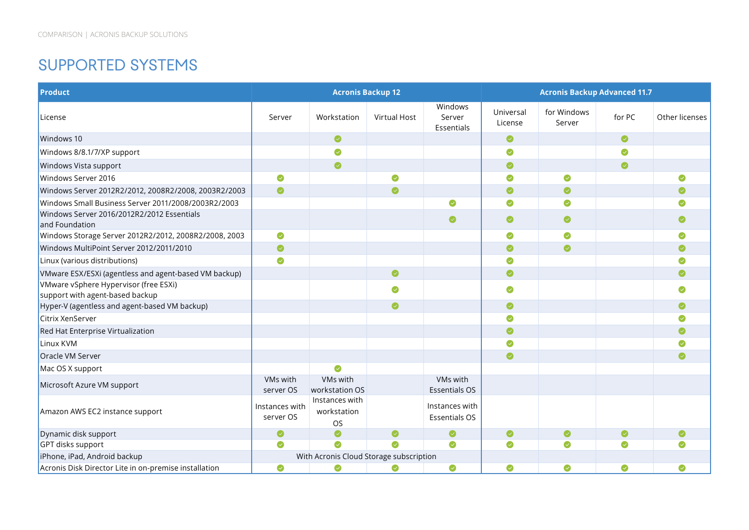## SUPPORTED SYSTEMS

| Product | Acronis Backup 12 | | | | Acronis Backup Advanced 11.7 | | | |
|---|---|---|---|---|---|---|---|---|
| License | Server | Workstation | Virtual Host | Windows Server Essentials | Universal License | for Windows Server | for PC | Other licenses |
| Windows 10 | | ✓ | | | ✓ | | ✓ | |
| Windows 8/8.1/7/XP support | | ✓ | | | ✓ | | ✓ | |
| Windows Vista support | | ✓ | | | ✓ | | ✓ | |
| Windows Server 2016 | ✓ | | ✓ | | ✓ | ✓ | | ✓ |
| Windows Server 2012R2/2012, 2008R2/2008, 2003R2/2003 | ✓ | | ✓ | | ✓ | ✓ | | ✓ |
| Windows Small Business Server 2011/2008/2003R2/2003 | | | | ✓ | ✓ | ✓ | | ✓ |
| Windows Server 2016/2012R2/2012 Essentials and Foundation | | | | ✓ | ✓ | ✓ | | ✓ |
| Windows Storage Server 2012R2/2012, 2008R2/2008, 2003 | ✓ | | | | ✓ | ✓ | | ✓ |
| Windows MultiPoint Server 2012/2011/2010 | ✓ | | | | ✓ | ✓ | | ✓ |
| Linux (various distributions) | ✓ | | | | ✓ | | | ✓ |
| VMware ESX/ESXi (agentless and agent-based VM backup) | | | ✓ | | ✓ | | | ✓ |
| VMware vSphere Hypervisor (free ESXi) support with agent-based backup | | | ✓ | | ✓ | | | ✓ |
| Hyper-V (agentless and agent-based VM backup) | | | ✓ | | ✓ | | | ✓ |
| Citrix XenServer | | | | | ✓ | | | ✓ |
| Red Hat Enterprise Virtualization | | | | | ✓ | | | ✓ |
| Linux KVM | | | | | ✓ | | | ✓ |
| Oracle VM Server | | | | | ✓ | | | ✓ |
| Mac OS X support | | ✓ | | | | | | |
| Microsoft Azure VM support | VMs with server OS | VMs with workstation OS | | VMs with Essentials OS | | | | |
| Amazon AWS EC2 instance support | Instances with server OS | Instances with workstation OS | | Instances with Essentials OS | | | | |
| Dynamic disk support | ✓ | ✓ | ✓ | ✓ | ✓ | ✓ | ✓ | ✓ |
| GPT disks support | ✓ | ✓ | ✓ | ✓ | ✓ | ✓ | ✓ | ✓ |
| iPhone, iPad, Android backup | With Acronis Cloud Storage subscription | | | | | | | |
| Acronis Disk Director Lite in on-premise installation | ✓ | ✓ | ✓ | ✓ | ✓ | ✓ | ✓ | ✓ |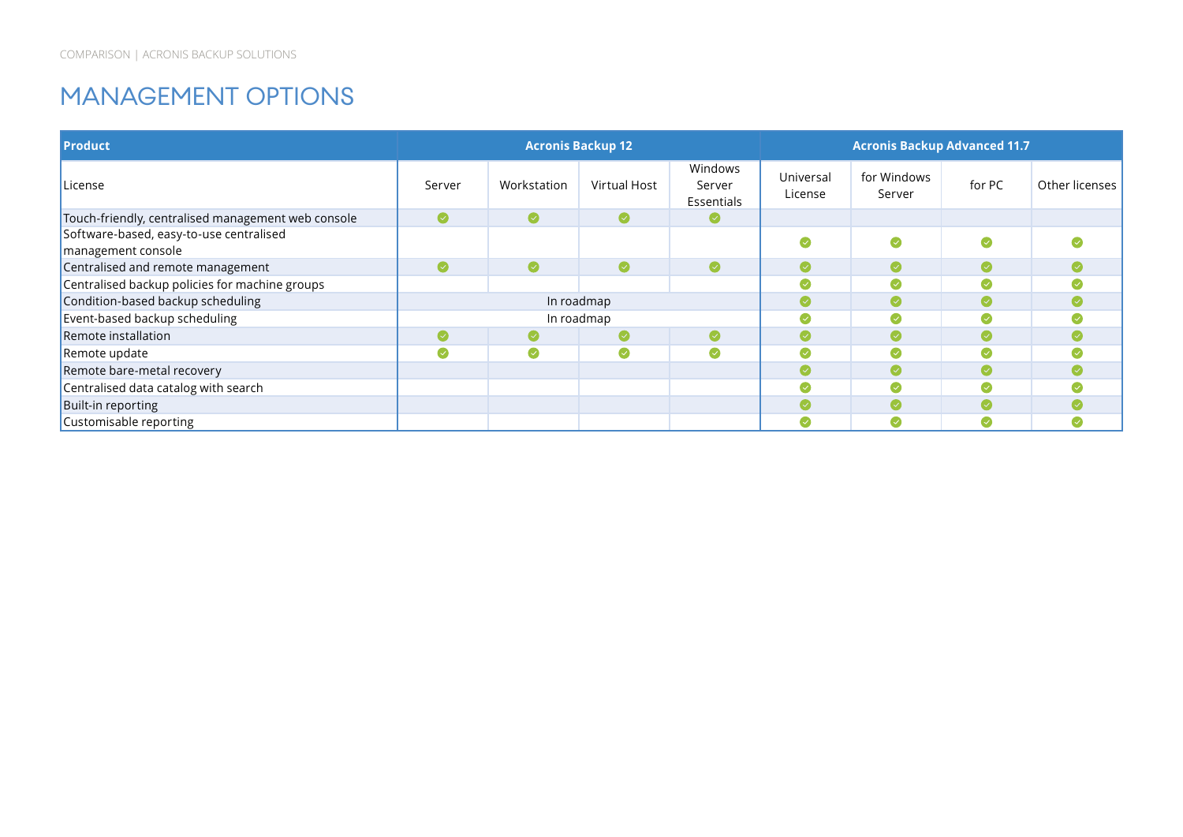## MANAGEMENT OPTIONS

| Product | Acronis Backup 12 | | | | Acronis Backup Advanced 11.7 | | | |
|---|---|---|---|---|---|---|---|---|
| License | Server | Workstation | Virtual Host | Windows Server Essentials | Universal License | for Windows Server | for PC | Other licenses |
| Touch-friendly, centralised management web console | ✓ | ✓ | ✓ | ✓ | | | | |
| Software-based, easy-to-use centralised management console | | | | | ✓ | ✓ | ✓ | ✓ |
| Centralised and remote management | ✓ | ✓ | ✓ | ✓ | ✓ | ✓ | ✓ | ✓ |
| Centralised backup policies for machine groups | | | | | ✓ | ✓ | ✓ | ✓ |
| Condition-based backup scheduling | In roadmap | | | | ✓ | ✓ | ✓ | ✓ |
| Event-based backup scheduling | In roadmap | | | | ✓ | ✓ | ✓ | ✓ |
| Remote installation | ✓ | ✓ | ✓ | ✓ | ✓ | ✓ | ✓ | ✓ |
| Remote update | ✓ | ✓ | ✓ | ✓ | ✓ | ✓ | ✓ | ✓ |
| Remote bare-metal recovery | | | | | ✓ | ✓ | ✓ | ✓ |
| Centralised data catalog with search | | | | | ✓ | ✓ | ✓ | ✓ |
| Built-in reporting | | | | | ✓ | ✓ | ✓ | ✓ |
| Customisable reporting | | | | | ✓ | ✓ | ✓ | ✓ |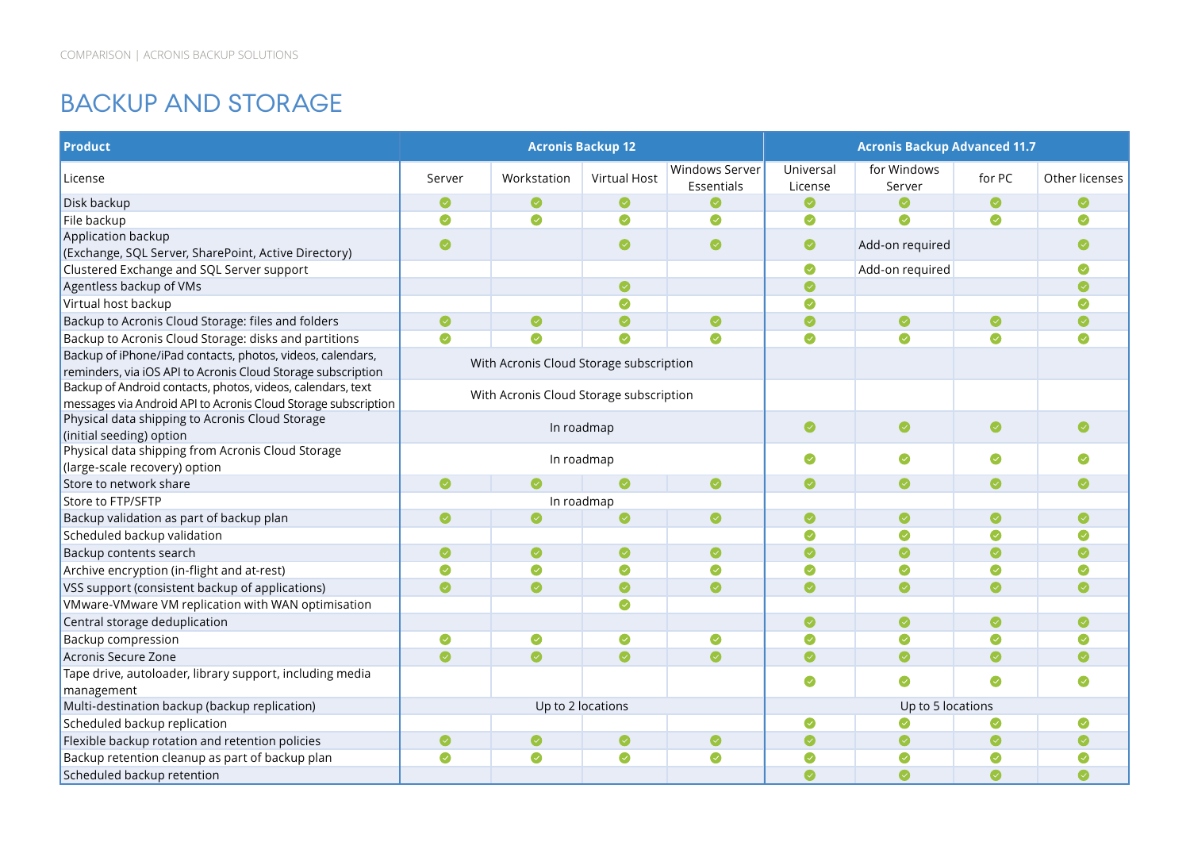# BACKUP AND STORAGE

| Product | Acronis Backup 12 | | | | Acronis Backup Advanced 11.7 | | | |
|---|---|---|---|---|---|---|---|---|
| License | Server | Workstation | Virtual Host | Windows Server Essentials | Universal License | for Windows Server | for PC | Other licenses |
| Disk backup | ✓ | ✓ | ✓ | ✓ | ✓ | ✓ | ✓ | ✓ |
| File backup | ✓ | ✓ | ✓ | ✓ | ✓ | ✓ | ✓ | ✓ |
| Application backup (Exchange, SQL Server, SharePoint, Active Directory) | ✓ | | ✓ | ✓ | ✓ | Add-on required | | ✓ |
| Clustered Exchange and SQL Server support | | | | | ✓ | Add-on required | | ✓ |
| Agentless backup of VMs | | | ✓ | | ✓ | | | ✓ |
| Virtual host backup | | | ✓ | | ✓ | | | ✓ |
| Backup to Acronis Cloud Storage: files and folders | ✓ | ✓ | ✓ | ✓ | ✓ | ✓ | ✓ | ✓ |
| Backup to Acronis Cloud Storage: disks and partitions | ✓ | ✓ | ✓ | ✓ | ✓ | ✓ | ✓ | ✓ |
| Backup of iPhone/iPad contacts, photos, videos, calendars, reminders, via iOS API to Acronis Cloud Storage subscription | With Acronis Cloud Storage subscription | | | | | | | |
| Backup of Android contacts, photos, videos, calendars, text messages via Android API to Acronis Cloud Storage subscription | With Acronis Cloud Storage subscription | | | | | | | |
| Physical data shipping to Acronis Cloud Storage (initial seeding) option | In roadmap | | | | ✓ | ✓ | ✓ | ✓ |
| Physical data shipping from Acronis Cloud Storage (large-scale recovery) option | In roadmap | | | | ✓ | ✓ | ✓ | ✓ |
| Store to network share | ✓ | ✓ | ✓ | ✓ | ✓ | ✓ | ✓ | ✓ |
| Store to FTP/SFTP | In roadmap | | | | | | | |
| Backup validation as part of backup plan | ✓ | ✓ | ✓ | ✓ | ✓ | ✓ | ✓ | ✓ |
| Scheduled backup validation | | | | | ✓ | ✓ | ✓ | ✓ |
| Backup contents search | ✓ | ✓ | ✓ | ✓ | ✓ | ✓ | ✓ | ✓ |
| Archive encryption (in-flight and at-rest) | ✓ | ✓ | ✓ | ✓ | ✓ | ✓ | ✓ | ✓ |
| VSS support (consistent backup of applications) | ✓ | ✓ | ✓ | ✓ | ✓ | ✓ | ✓ | ✓ |
| VMware-VMware VM replication with WAN optimisation | | | ✓ | | | | | |
| Central storage deduplication | | | | | ✓ | ✓ | ✓ | ✓ |
| Backup compression | ✓ | ✓ | ✓ | ✓ | ✓ | ✓ | ✓ | ✓ |
| Acronis Secure Zone | ✓ | ✓ | ✓ | ✓ | ✓ | ✓ | ✓ | ✓ |
| Tape drive, autoloader, library support, including media management | | | | | ✓ | ✓ | ✓ | ✓ |
| Multi-destination backup (backup replication) | Up to 2 locations | | | | Up to 5 locations | | | |
| Scheduled backup replication | | | | | ✓ | ✓ | ✓ | ✓ |
| Flexible backup rotation and retention policies | ✓ | ✓ | ✓ | ✓ | ✓ | ✓ | ✓ | ✓ |
| Backup retention cleanup as part of backup plan | ✓ | ✓ | ✓ | ✓ | ✓ | ✓ | ✓ | ✓ |
| Scheduled backup retention | | | | | ✓ | ✓ | ✓ | ✓ |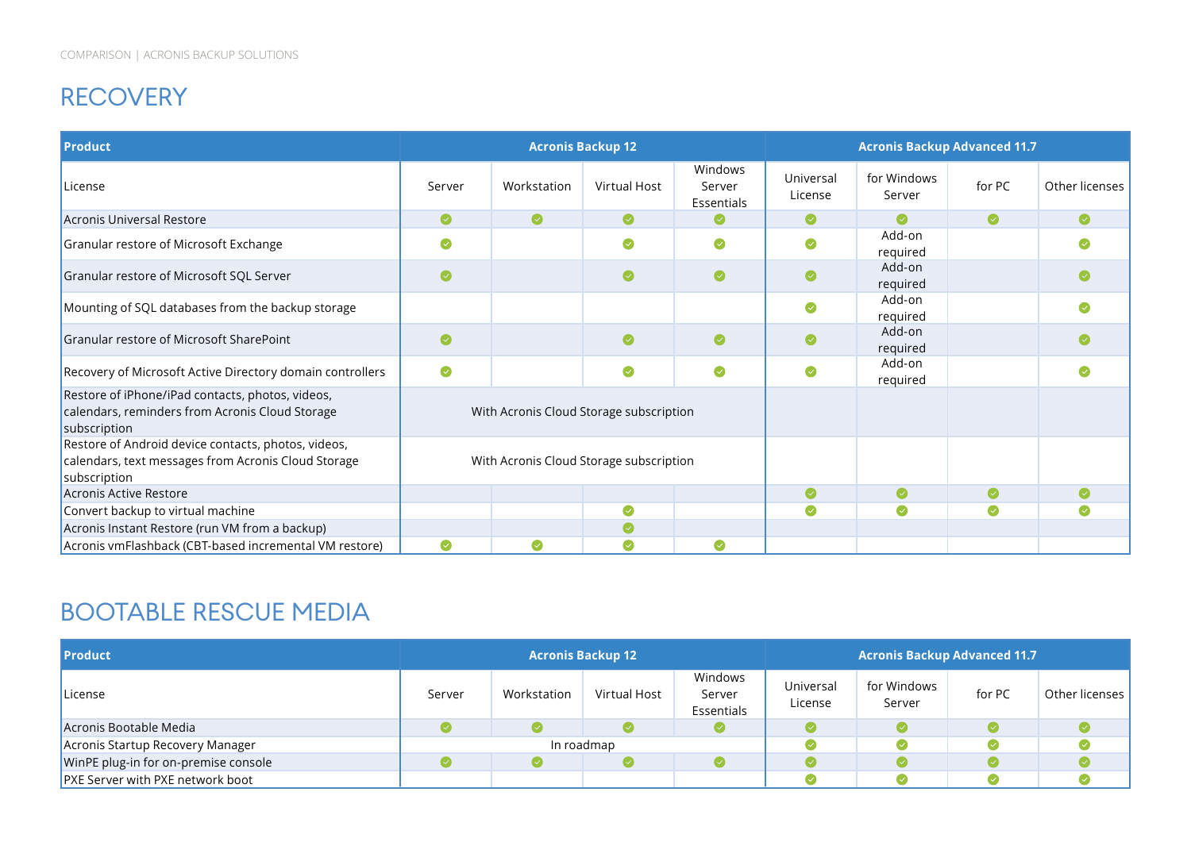## RECOVERY

| Product | Acronis Backup 12 | | | | Acronis Backup Advanced 11.7 | | | |
|---|---|---|---|---|---|---|---|---|
| License | Server | Workstation | Virtual Host | Windows Server Essentials | Universal License | for Windows Server | for PC | Other licenses |
| Acronis Universal Restore | ✓ | ✓ | ✓ | ✓ | ✓ | ✓ | ✓ | ✓ |
| Granular restore of Microsoft Exchange | ✓ | | ✓ | ✓ | ✓ | Add-on required | | ✓ |
| Granular restore of Microsoft SQL Server | ✓ | | ✓ | ✓ | ✓ | Add-on required | | ✓ |
| Mounting of SQL databases from the backup storage | | | | | ✓ | Add-on required | | ✓ |
| Granular restore of Microsoft SharePoint | ✓ | | ✓ | ✓ | ✓ | Add-on required | | ✓ |
| Recovery of Microsoft Active Directory domain controllers | ✓ | | ✓ | ✓ | ✓ | Add-on required | | ✓ |
| Restore of iPhone/iPad contacts, photos, videos, calendars, reminders from Acronis Cloud Storage subscription | With Acronis Cloud Storage subscription | | | | | | | |
| Restore of Android device contacts, photos, videos, calendars, text messages from Acronis Cloud Storage subscription | With Acronis Cloud Storage subscription | | | | | | | |
| Acronis Active Restore | | | | | ✓ | ✓ | ✓ | ✓ |
| Convert backup to virtual machine | | | ✓ | | ✓ | ✓ | ✓ | ✓ |
| Acronis Instant Restore (run VM from a backup) | | | ✓ | | | | | |
| Acronis vmFlashback (CBT-based incremental VM restore) | ✓ | ✓ | ✓ | ✓ | | | | |

## BOOTABLE RESCUE MEDIA

| Product | Acronis Backup 12 | | | | Acronis Backup Advanced 11.7 | | | |
|---|---|---|---|---|---|---|---|---|
| License | Server | Workstation | Virtual Host | Windows Server Essentials | Universal License | for Windows Server | for PC | Other licenses |
| Acronis Bootable Media | ✓ | ✓ | ✓ | ✓ | ✓ | ✓ | ✓ | ✓ |
| Acronis Startup Recovery Manager | In roadmap | | | | ✓ | ✓ | ✓ | ✓ |
| WinPE plug-in for on-premise console | ✓ | ✓ | ✓ | ✓ | ✓ | ✓ | ✓ | ✓ |
| PXE Server with PXE network boot | | | | | ✓ | ✓ | ✓ | ✓ |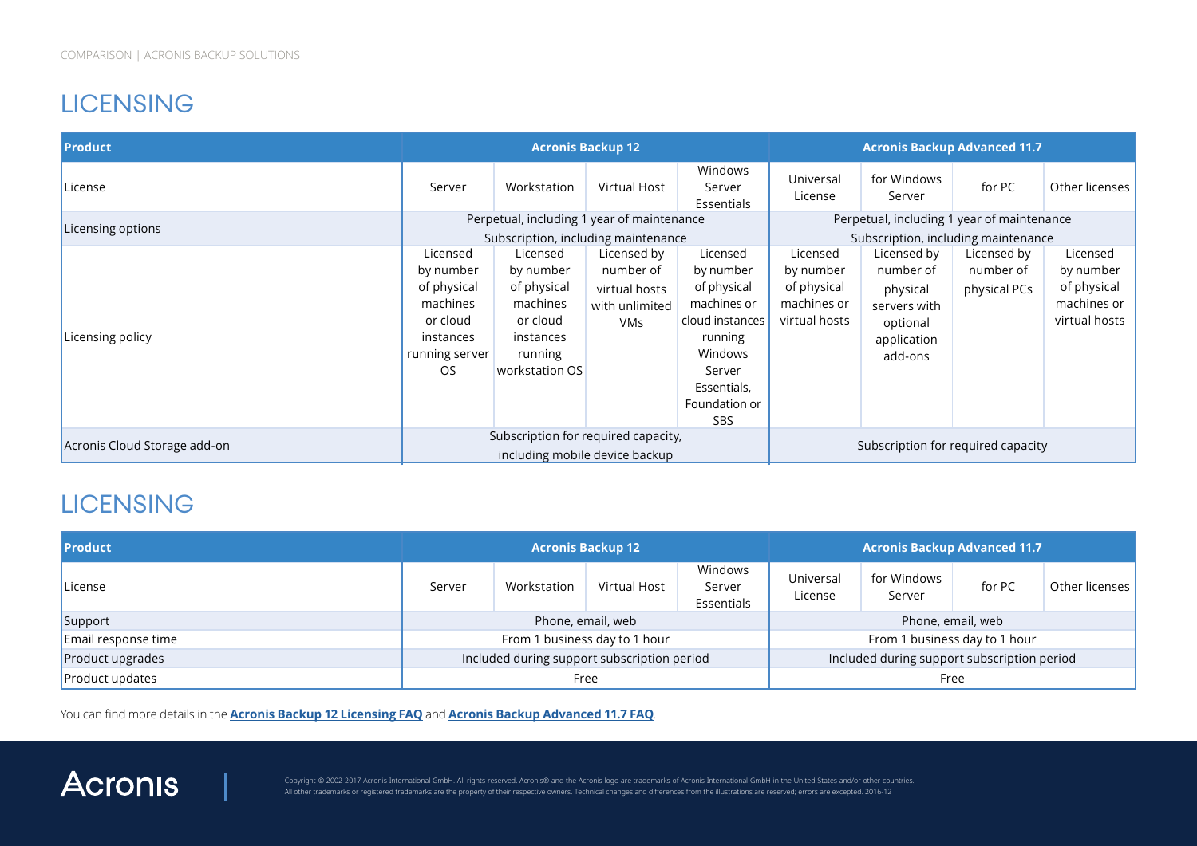## LICENSING

| Product | Acronis Backup 12 | | | | Acronis Backup Advanced 11.7 | | | |
|---|---|---|---|---|---|---|---|---|
| License | Server | Workstation | Virtual Host | Windows Server Essentials | Universal License | for Windows Server | for PC | Other licenses |
| Licensing options | Perpetual, including 1 year of maintenance<br>Subscription, including maintenance | | | | Perpetual, including 1 year of maintenance<br>Subscription, including maintenance | | | |
| Licensing policy | Licensed by number of physical machines or cloud instances running server OS | Licensed by number of physical machines or cloud instances running workstation OS | Licensed by number of virtual hosts with unlimited VMs | Licensed by number of physical machines or cloud instances running Windows Server Essentials, Foundation or SBS | Licensed by number of physical machines or virtual hosts | Licensed by number of physical servers with optional application add-ons | Licensed by number of physical PCs | Licensed by number of physical machines or virtual hosts |
| Acronis Cloud Storage add-on | Subscription for required capacity, including mobile device backup | | | | Subscription for required capacity | | | |

## LICENSING

| Product | Acronis Backup 12 | | | | Acronis Backup Advanced 11.7 | | | |
|---|---|---|---|---|---|---|---|---|
| License | Server | Workstation | Virtual Host | Windows Server Essentials | Universal License | for Windows Server | for PC | Other licenses |
| Support | Phone, email, web | | | | Phone, email, web | | | |
| Email response time | From 1 business day to 1 hour | | | | From 1 business day to 1 hour | | | |
| Product upgrades | Included during support subscription period | | | | Included during support subscription period | | | |
| Product updates | Free | | | | Free | | | |

You can find more details in the **Acronis Backup 12 Licensing FAQ** and **Acronis Backup Advanced 11.7 FAQ**.

Copyright © 2002-2017 Acronis International GmbH. All rights reserved. Acronis® and the Acronis logo are trademarks of Acronis International GmbH in the United States and/or other countries. All other trademarks or registered trademarks are the property of their respective owners. Technical changes and differences from the illustrations are reserved; errors are excepted. 2016-12